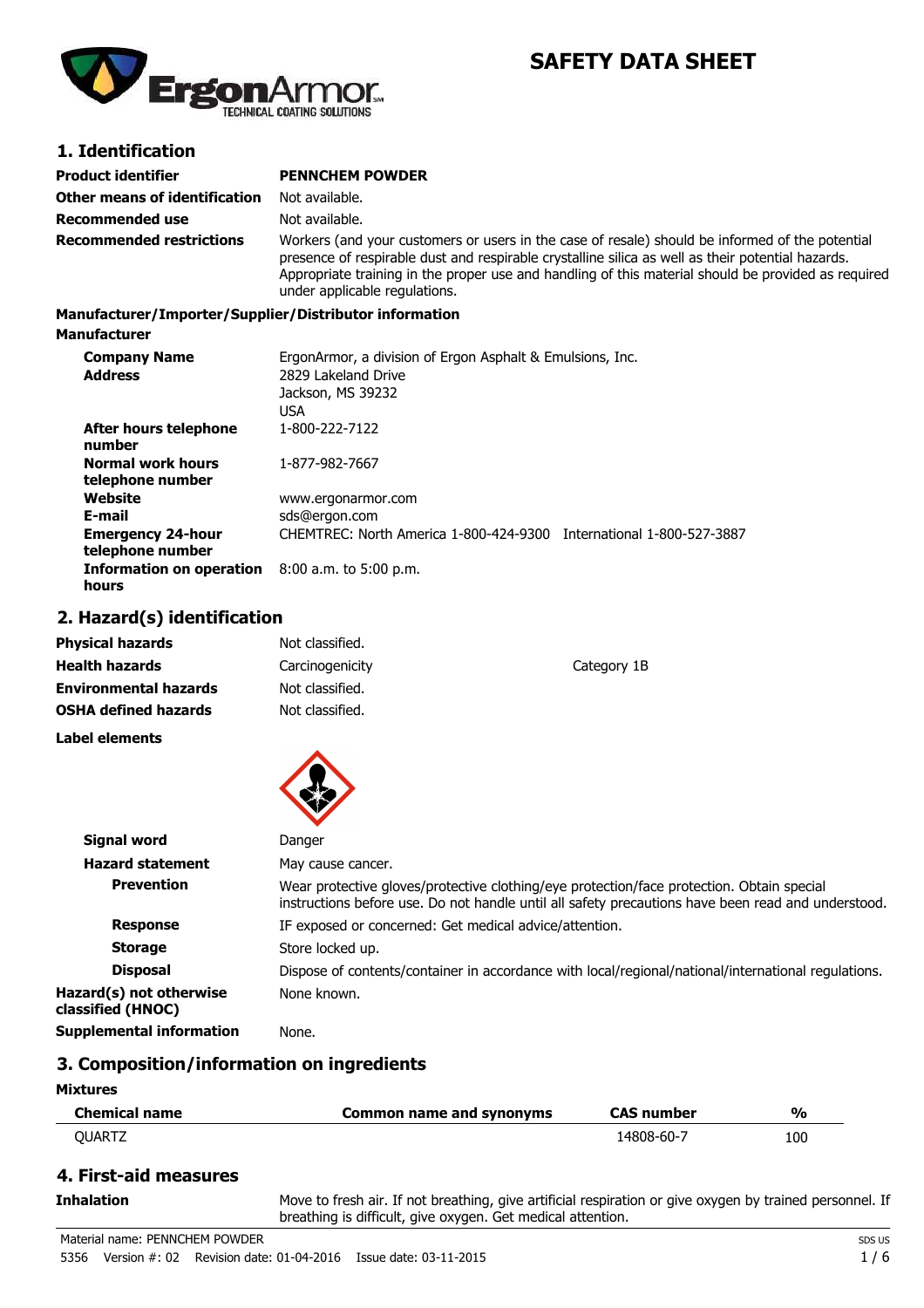# SAFETY DATA SHEET

## 1. Identification

**Product identifier** **PENNCHEM POWDER**

**Other means of identification** Not available.

**Recommended use** Not available.

**Recommended restrictions** Workers (and your customers or users in the case of resale) should be informed of the potential presence of respirable dust and respirable crystalline silica as well as their potential hazards. Appropriate training in the proper use and handling of this material should be provided as required under applicable regulations.

**Manufacturer/Importer/Supplier/Distributor information**

**Manufacturer**

**Company Name** ErgonArmor, a division of Ergon Asphalt & Emulsions, Inc.

**Address** 2829 Lakeland Drive
Jackson, MS 39232
USA

**After hours telephone number** 1-800-222-7122

**Normal work hours telephone number** 1-877-982-7667

**Website** www.ergonarmor.com

**E-mail** sds@ergon.com

**Emergency 24-hour telephone number** CHEMTREC: North America 1-800-424-9300 International 1-800-527-3887

**Information on operation hours** 8:00 a.m. to 5:00 p.m.

## 2. Hazard(s) identification

**Physical hazards** Not classified.

**Health hazards** Carcinogenicity Category 1B

**Environmental hazards** Not classified.

**OSHA defined hazards** Not classified.

**Label elements**

**Signal word** Danger

**Hazard statement** May cause cancer.

**Prevention** Wear protective gloves/protective clothing/eye protection/face protection. Obtain special instructions before use. Do not handle until all safety precautions have been read and understood.

**Response** IF exposed or concerned: Get medical advice/attention.

**Storage** Store locked up.

**Disposal** Dispose of contents/container in accordance with local/regional/national/international regulations.

**Hazard(s) not otherwise classified (HNOC)** None known.

**Supplemental information** None.

## 3. Composition/information on ingredients

**Mixtures**

| Chemical name | Common name and synonyms | CAS number | % |
|---|---|---|---|
| QUARTZ | | 14808-60-7 | 100 |

## 4. First-aid measures

**Inhalation** Move to fresh air. If not breathing, give artificial respiration or give oxygen by trained personnel. If breathing is difficult, give oxygen. Get medical attention.

Material name: PENNCHEM POWDER

5356 Version #: 02 Revision date: 01-04-2016 Issue date: 03-11-2015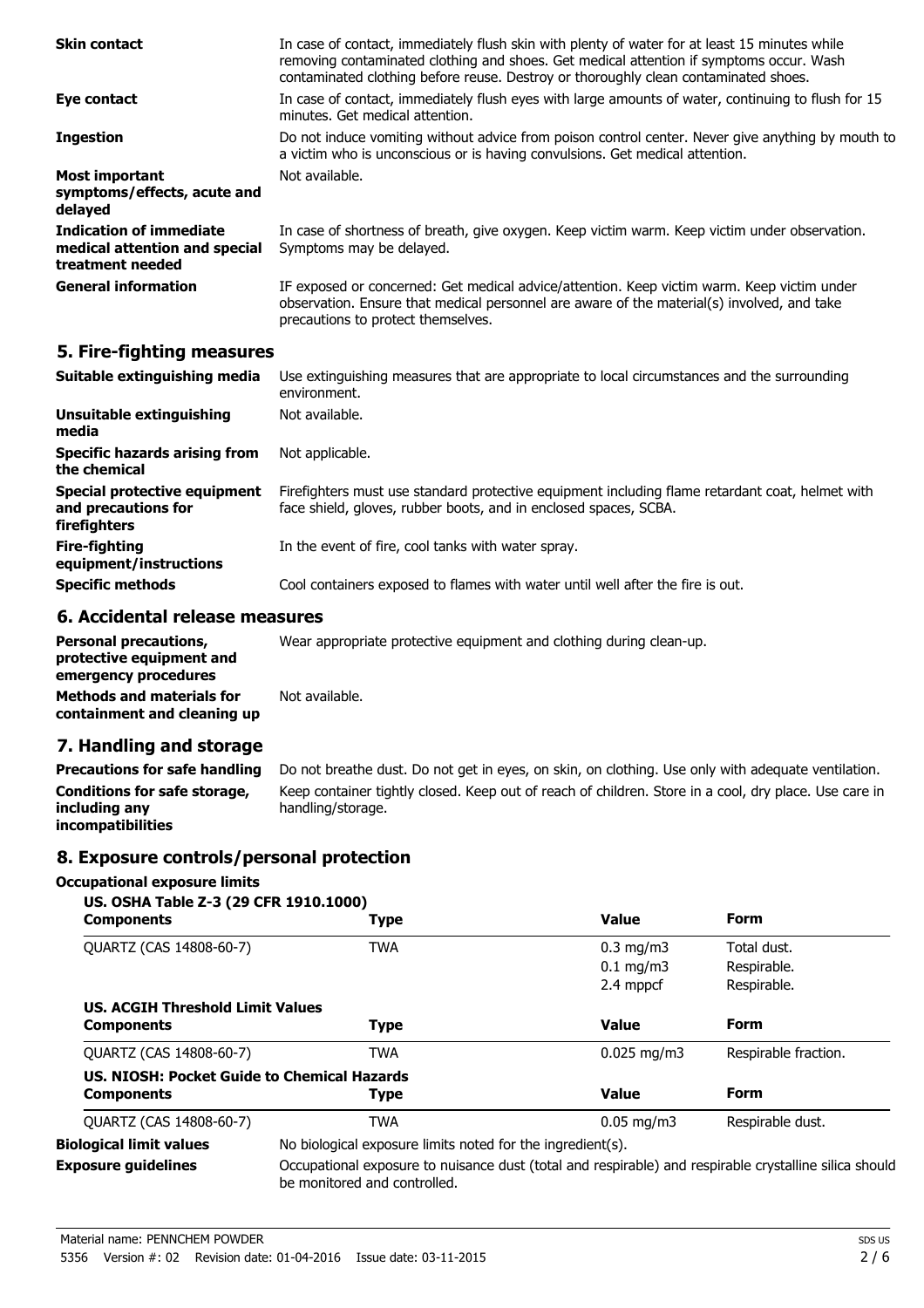| | |
|---|---|
| **Skin contact** | In case of contact, immediately flush skin with plenty of water for at least 15 minutes while removing contaminated clothing and shoes. Get medical attention if symptoms occur. Wash contaminated clothing before reuse. Destroy or thoroughly clean contaminated shoes. |
| **Eye contact** | In case of contact, immediately flush eyes with large amounts of water, continuing to flush for 15 minutes. Get medical attention. |
| **Ingestion** | Do not induce vomiting without advice from poison control center. Never give anything by mouth to a victim who is unconscious or is having convulsions. Get medical attention. |
| **Most important symptoms/effects, acute and delayed** | Not available. |
| **Indication of immediate medical attention and special treatment needed** | In case of shortness of breath, give oxygen. Keep victim warm. Keep victim under observation. Symptoms may be delayed. |
| **General information** | IF exposed or concerned: Get medical advice/attention. Keep victim warm. Keep victim under observation. Ensure that medical personnel are aware of the material(s) involved, and take precautions to protect themselves. |

## 5. Fire-fighting measures

| | |
|---|---|
| **Suitable extinguishing media** | Use extinguishing measures that are appropriate to local circumstances and the surrounding environment. |
| **Unsuitable extinguishing media** | Not available. |
| **Specific hazards arising from the chemical** | Not applicable. |
| **Special protective equipment and precautions for firefighters** | Firefighters must use standard protective equipment including flame retardant coat, helmet with face shield, gloves, rubber boots, and in enclosed spaces, SCBA. |
| **Fire-fighting equipment/instructions** | In the event of fire, cool tanks with water spray. |
| **Specific methods** | Cool containers exposed to flames with water until well after the fire is out. |

## 6. Accidental release measures

| | |
|---|---|
| **Personal precautions, protective equipment and emergency procedures** | Wear appropriate protective equipment and clothing during clean-up. |
| **Methods and materials for containment and cleaning up** | Not available. |

## 7. Handling and storage

| | |
|---|---|
| **Precautions for safe handling** | Do not breathe dust. Do not get in eyes, on skin, on clothing. Use only with adequate ventilation. |
| **Conditions for safe storage, including any incompatibilities** | Keep container tightly closed. Keep out of reach of children. Store in a cool, dry place. Use care in handling/storage. |

## 8. Exposure controls/personal protection

### Occupational exposure limits

**US. OSHA Table Z-3 (29 CFR 1910.1000)**

| Components | Type | Value | Form |
|---|---|---|---|
| QUARTZ (CAS 14808-60-7) | TWA | 0.3 mg/m3 | Total dust. |
| | | 0.1 mg/m3 | Respirable. |
| | | 2.4 mppcf | Respirable. |

**US. ACGIH Threshold Limit Values**

| Components | Type | Value | Form |
|---|---|---|---|
| QUARTZ (CAS 14808-60-7) | TWA | 0.025 mg/m3 | Respirable fraction. |

**US. NIOSH: Pocket Guide to Chemical Hazards**

| Components | Type | Value | Form |
|---|---|---|---|
| QUARTZ (CAS 14808-60-7) | TWA | 0.05 mg/m3 | Respirable dust. |

| | |
|---|---|
| **Biological limit values** | No biological exposure limits noted for the ingredient(s). |
| **Exposure guidelines** | Occupational exposure to nuisance dust (total and respirable) and respirable crystalline silica should be monitored and controlled. |

Material name: PENNCHEM POWDER
5356 Version #: 02 Revision date: 01-04-2016 Issue date: 03-11-2015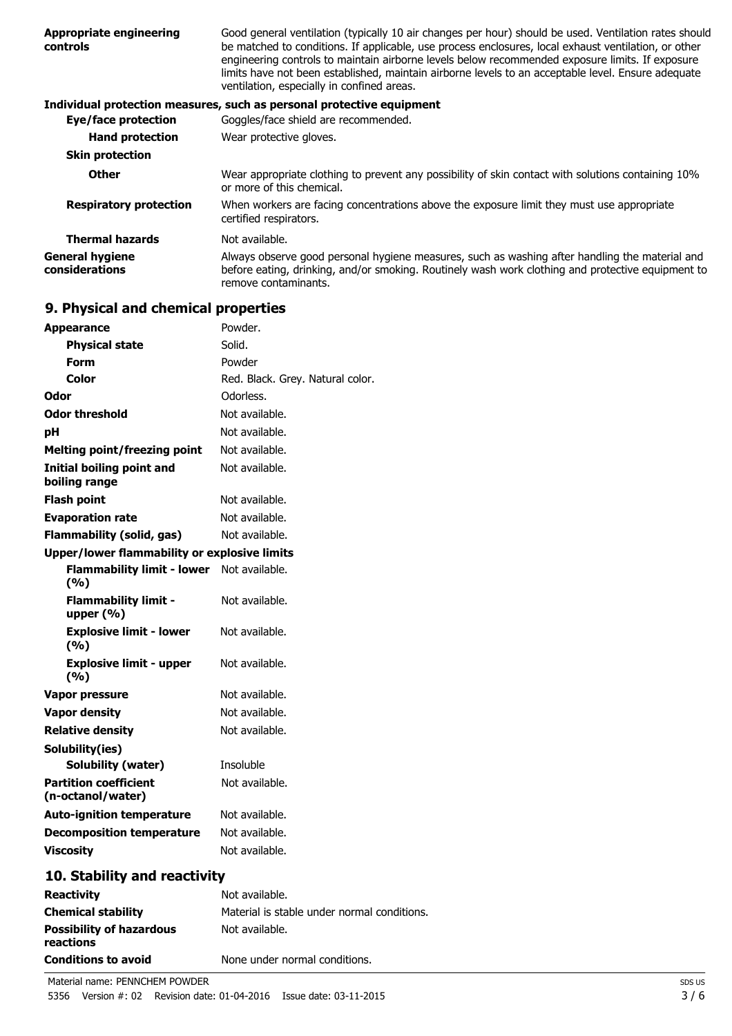| | |
|---|---|
| **Appropriate engineering controls** | Good general ventilation (typically 10 air changes per hour) should be used. Ventilation rates should be matched to conditions. If applicable, use process enclosures, local exhaust ventilation, or other engineering controls to maintain airborne levels below recommended exposure limits. If exposure limits have not been established, maintain airborne levels to an acceptable level. Ensure adequate ventilation, especially in confined areas. |

**Individual protection measures, such as personal protective equipment**

| | |
|---|---|
| **Eye/face protection** | Goggles/face shield are recommended. |
| **Hand protection** | Wear protective gloves. |
| **Skin protection** | |
| **Other** | Wear appropriate clothing to prevent any possibility of skin contact with solutions containing 10% or more of this chemical. |
| **Respiratory protection** | When workers are facing concentrations above the exposure limit they must use appropriate certified respirators. |
| **Thermal hazards** | Not available. |
| **General hygiene considerations** | Always observe good personal hygiene measures, such as washing after handling the material and before eating, drinking, and/or smoking. Routinely wash work clothing and protective equipment to remove contaminants. |

## 9. Physical and chemical properties

| | |
|---|---|
| **Appearance** | Powder. |
| **Physical state** | Solid. |
| **Form** | Powder |
| **Color** | Red. Black. Grey. Natural color. |
| **Odor** | Odorless. |
| **Odor threshold** | Not available. |
| **pH** | Not available. |
| **Melting point/freezing point** | Not available. |
| **Initial boiling point and boiling range** | Not available. |
| **Flash point** | Not available. |
| **Evaporation rate** | Not available. |
| **Flammability (solid, gas)** | Not available. |
| **Upper/lower flammability or explosive limits** | |
| **Flammability limit - lower (%)** | Not available. |
| **Flammability limit - upper (%)** | Not available. |
| **Explosive limit - lower (%)** | Not available. |
| **Explosive limit - upper (%)** | Not available. |
| **Vapor pressure** | Not available. |
| **Vapor density** | Not available. |
| **Relative density** | Not available. |
| **Solubility(ies)** | |
| **Solubility (water)** | Insoluble |
| **Partition coefficient (n-octanol/water)** | Not available. |
| **Auto-ignition temperature** | Not available. |
| **Decomposition temperature** | Not available. |
| **Viscosity** | Not available. |

## 10. Stability and reactivity

| | |
|---|---|
| **Reactivity** | Not available. |
| **Chemical stability** | Material is stable under normal conditions. |
| **Possibility of hazardous reactions** | Not available. |
| **Conditions to avoid** | None under normal conditions. |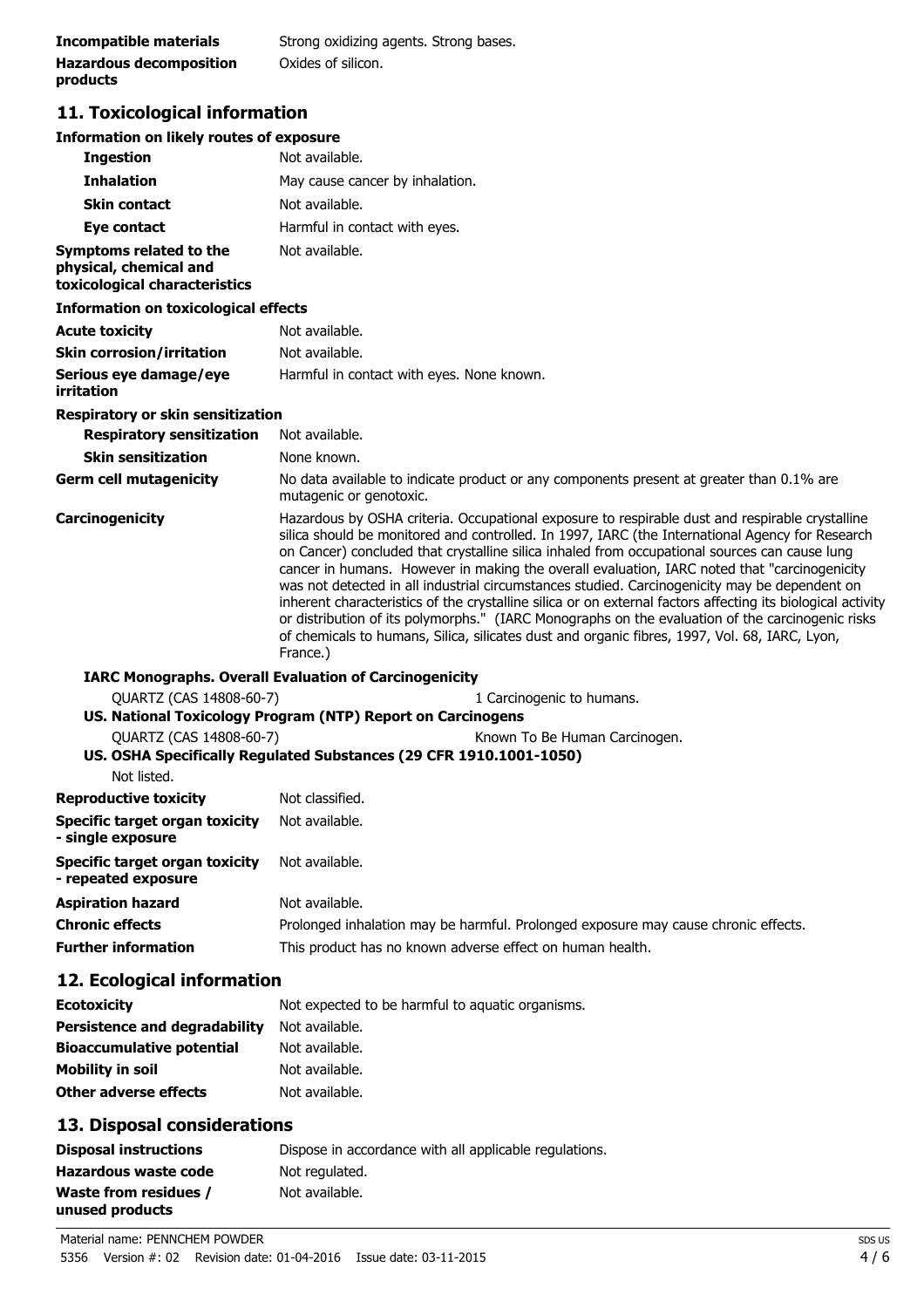| | |
|---|---|
| **Incompatible materials** | Strong oxidizing agents. Strong bases. |
| **Hazardous decomposition products** | Oxides of silicon. |

## 11. Toxicological information

**Information on likely routes of exposure**

| | |
|---|---|
| **Ingestion** | Not available. |
| **Inhalation** | May cause cancer by inhalation. |
| **Skin contact** | Not available. |
| **Eye contact** | Harmful in contact with eyes. |
| **Symptoms related to the physical, chemical and toxicological characteristics** | Not available. |

**Information on toxicological effects**

| | |
|---|---|
| **Acute toxicity** | Not available. |
| **Skin corrosion/irritation** | Not available. |
| **Serious eye damage/eye irritation** | Harmful in contact with eyes. None known. |

**Respiratory or skin sensitization**

| | |
|---|---|
| **Respiratory sensitization** | Not available. |
| **Skin sensitization** | None known. |
| **Germ cell mutagenicity** | No data available to indicate product or any components present at greater than 0.1% are mutagenic or genotoxic. |
| **Carcinogenicity** | Hazardous by OSHA criteria. Occupational exposure to respirable dust and respirable crystalline silica should be monitored and controlled. In 1997, IARC (the International Agency for Research on Cancer) concluded that crystalline silica inhaled from occupational sources can cause lung cancer in humans. However in making the overall evaluation, IARC noted that "carcinogenicity was not detected in all industrial circumstances studied. Carcinogenicity may be dependent on inherent characteristics of the crystalline silica or on external factors affecting its biological activity or distribution of its polymorphs." (IARC Monographs on the evaluation of the carcinogenic risks of chemicals to humans, Silica, silicates dust and organic fibres, 1997, Vol. 68, IARC, Lyon, France.) |

**IARC Monographs. Overall Evaluation of Carcinogenicity**

| | |
|---|---|
| QUARTZ (CAS 14808-60-7) | 1 Carcinogenic to humans. |

**US. National Toxicology Program (NTP) Report on Carcinogens**

| | |
|---|---|
| QUARTZ (CAS 14808-60-7) | Known To Be Human Carcinogen. |

**US. OSHA Specifically Regulated Substances (29 CFR 1910.1001-1050)**

Not listed.

| | |
|---|---|
| **Reproductive toxicity** | Not classified. |
| **Specific target organ toxicity - single exposure** | Not available. |
| **Specific target organ toxicity - repeated exposure** | Not available. |
| **Aspiration hazard** | Not available. |
| **Chronic effects** | Prolonged inhalation may be harmful. Prolonged exposure may cause chronic effects. |
| **Further information** | This product has no known adverse effect on human health. |

## 12. Ecological information

| | |
|---|---|
| **Ecotoxicity** | Not expected to be harmful to aquatic organisms. |
| **Persistence and degradability** | Not available. |
| **Bioaccumulative potential** | Not available. |
| **Mobility in soil** | Not available. |
| **Other adverse effects** | Not available. |

## 13. Disposal considerations

| | |
|---|---|
| **Disposal instructions** | Dispose in accordance with all applicable regulations. |
| **Hazardous waste code** | Not regulated. |
| **Waste from residues / unused products** | Not available. |

Material name: PENNCHEM POWDER
5356 Version #: 02 Revision date: 01-04-2016 Issue date: 03-11-2015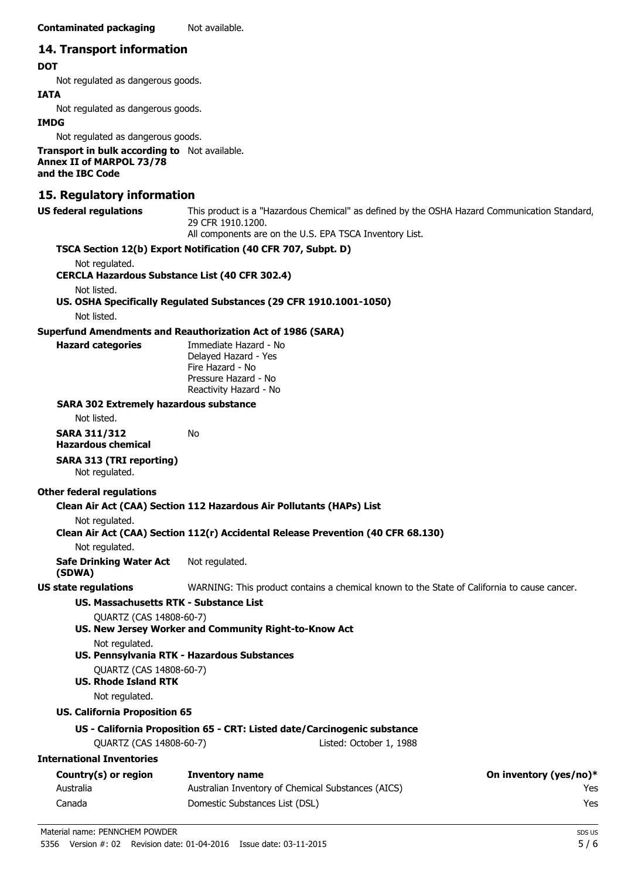**Contaminated packaging** Not available.

## 14. Transport information

**DOT**

Not regulated as dangerous goods.

**IATA**

Not regulated as dangerous goods.

**IMDG**

Not regulated as dangerous goods.

**Transport in bulk according to Annex II of MARPOL 73/78 and the IBC Code** Not available.

## 15. Regulatory information

**US federal regulations** This product is a "Hazardous Chemical" as defined by the OSHA Hazard Communication Standard, 29 CFR 1910.1200.
All components are on the U.S. EPA TSCA Inventory List.

**TSCA Section 12(b) Export Notification (40 CFR 707, Subpt. D)**

Not regulated.

**CERCLA Hazardous Substance List (40 CFR 302.4)**

Not listed.

**US. OSHA Specifically Regulated Substances (29 CFR 1910.1001-1050)**

Not listed.

**Superfund Amendments and Reauthorization Act of 1986 (SARA)**

**Hazard categories**
Immediate Hazard - No
Delayed Hazard - Yes
Fire Hazard - No
Pressure Hazard - No
Reactivity Hazard - No

**SARA 302 Extremely hazardous substance**

Not listed.

**SARA 311/312 Hazardous chemical** No

**SARA 313 (TRI reporting)**

Not regulated.

**Other federal regulations**

**Clean Air Act (CAA) Section 112 Hazardous Air Pollutants (HAPs) List**

Not regulated.

**Clean Air Act (CAA) Section 112(r) Accidental Release Prevention (40 CFR 68.130)**

Not regulated.

**Safe Drinking Water Act (SDWA)** Not regulated.

**US state regulations** WARNING: This product contains a chemical known to the State of California to cause cancer.

**US. Massachusetts RTK - Substance List**

QUARTZ (CAS 14808-60-7)

**US. New Jersey Worker and Community Right-to-Know Act**

Not regulated.

**US. Pennsylvania RTK - Hazardous Substances**

QUARTZ (CAS 14808-60-7)

**US. Rhode Island RTK**

Not regulated.

**US. California Proposition 65**

**US - California Proposition 65 - CRT: Listed date/Carcinogenic substance**

QUARTZ (CAS 14808-60-7) Listed: October 1, 1988

**International Inventories**

| Country(s) or region | Inventory name | On inventory (yes/no)* |
|---|---|---|
| Australia | Australian Inventory of Chemical Substances (AICS) | Yes |
| Canada | Domestic Substances List (DSL) | Yes |

Material name: PENNCHEM POWDER
5356 Version #: 02 Revision date: 01-04-2016 Issue date: 03-11-2015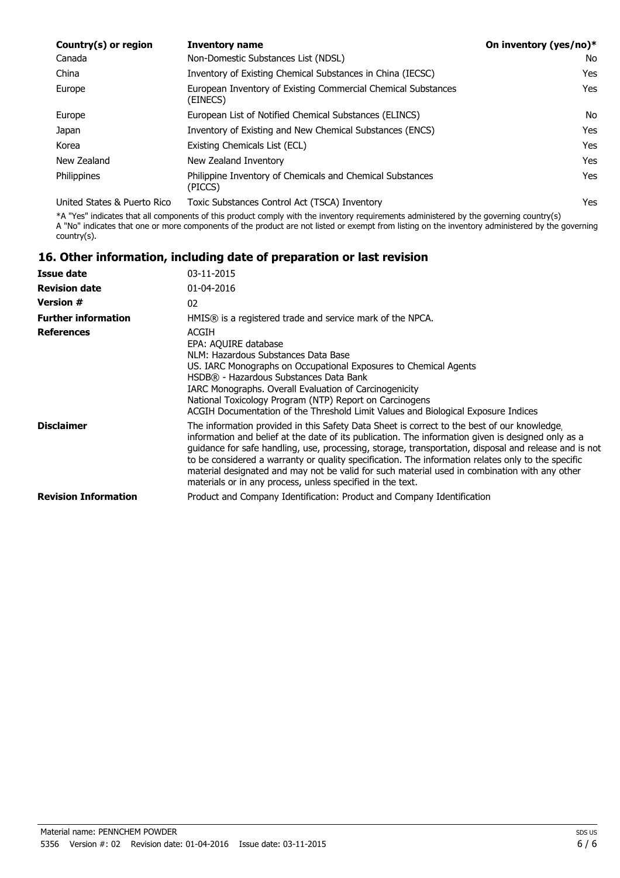| Country(s) or region | Inventory name | On inventory (yes/no)* |
|---|---|---|
| Canada | Non-Domestic Substances List (NDSL) | No |
| China | Inventory of Existing Chemical Substances in China (IECSC) | Yes |
| Europe | European Inventory of Existing Commercial Chemical Substances (EINECS) | Yes |
| Europe | European List of Notified Chemical Substances (ELINCS) | No |
| Japan | Inventory of Existing and New Chemical Substances (ENCS) | Yes |
| Korea | Existing Chemicals List (ECL) | Yes |
| New Zealand | New Zealand Inventory | Yes |
| Philippines | Philippine Inventory of Chemicals and Chemical Substances (PICCS) | Yes |
| United States & Puerto Rico | Toxic Substances Control Act (TSCA) Inventory | Yes |

*A "Yes" indicates that all components of this product comply with the inventory requirements administered by the governing country(s)
A "No" indicates that one or more components of the product are not listed or exempt from listing on the inventory administered by the governing country(s).

## 16. Other information, including date of preparation or last revision

**Issue date** 03-11-2015

**Revision date** 01-04-2016

**Version #** 02

**Further information** HMIS® is a registered trade and service mark of the NPCA.

**References**
ACGIH
EPA: AQUIRE database
NLM: Hazardous Substances Data Base
US. IARC Monographs on Occupational Exposures to Chemical Agents
HSDB® - Hazardous Substances Data Bank
IARC Monographs. Overall Evaluation of Carcinogenicity
National Toxicology Program (NTP) Report on Carcinogens
ACGIH Documentation of the Threshold Limit Values and Biological Exposure Indices

**Disclaimer** The information provided in this Safety Data Sheet is correct to the best of our knowledge, information and belief at the date of its publication. The information given is designed only as a guidance for safe handling, use, processing, storage, transportation, disposal and release and is not to be considered a warranty or quality specification. The information relates only to the specific material designated and may not be valid for such material used in combination with any other materials or in any process, unless specified in the text.

**Revision Information** Product and Company Identification: Product and Company Identification

Material name: PENNCHEM POWDER
5356 Version #: 02 Revision date: 01-04-2016 Issue date: 03-11-2015